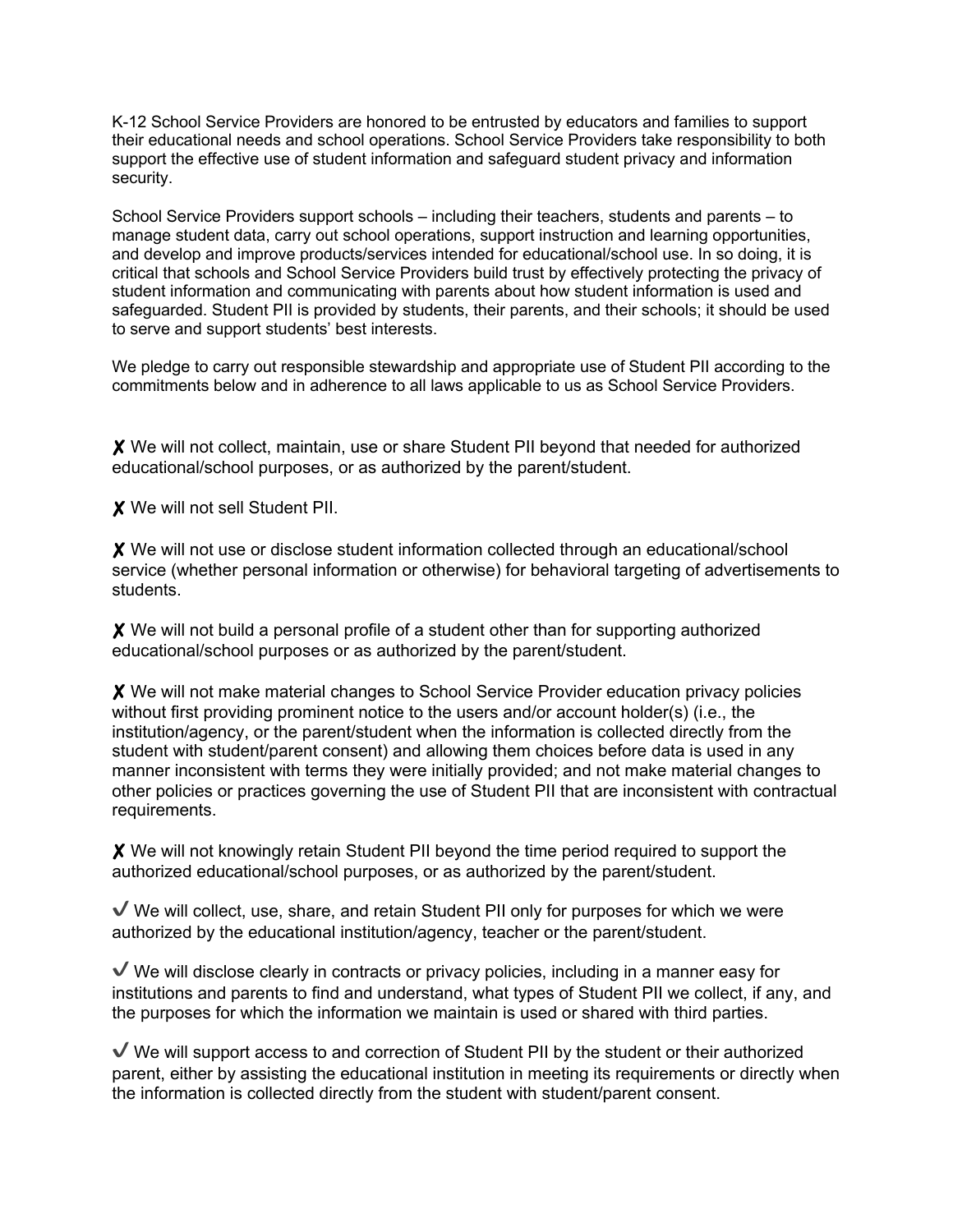K-12 School Service Providers are honored to be entrusted by educators and families to support their educational needs and school operations. School Service Providers take responsibility to both support the effective use of student information and safeguard student privacy and information security.

School Service Providers support schools – including their teachers, students and parents – to manage student data, carry out school operations, support instruction and learning opportunities, and develop and improve products/services intended for educational/school use. In so doing, it is critical that schools and School Service Providers build trust by effectively protecting the privacy of student information and communicating with parents about how student information is used and safeguarded. Student PII is provided by students, their parents, and their schools; it should be used to serve and support students' best interests.

We pledge to carry out responsible stewardship and appropriate use of Student PII according to the commitments below and in adherence to all laws applicable to us as School Service Providers.

✗ We will not collect, maintain, use or share Student PII beyond that needed for authorized educational/school purposes, or as authorized by the parent/student.

✗ We will not sell Student PII.

✗ We will not use or disclose student information collected through an educational/school service (whether personal information or otherwise) for behavioral targeting of advertisements to students.

✗ We will not build a personal profile of a student other than for supporting authorized educational/school purposes or as authorized by the parent/student.

✗ We will not make material changes to School Service Provider education privacy policies without first providing prominent notice to the users and/or account holder(s) (i.e., the institution/agency, or the parent/student when the information is collected directly from the student with student/parent consent) and allowing them choices before data is used in any manner inconsistent with terms they were initially provided; and not make material changes to other policies or practices governing the use of Student PII that are inconsistent with contractual requirements.

✗ We will not knowingly retain Student PII beyond the time period required to support the authorized educational/school purposes, or as authorized by the parent/student.

✓ We will collect, use, share, and retain Student PII only for purposes for which we were authorized by the educational institution/agency, teacher or the parent/student.

✓ We will disclose clearly in contracts or privacy policies, including in a manner easy for institutions and parents to find and understand, what types of Student PII we collect, if any, and the purposes for which the information we maintain is used or shared with third parties.

✓ We will support access to and correction of Student PII by the student or their authorized parent, either by assisting the educational institution in meeting its requirements or directly when the information is collected directly from the student with student/parent consent.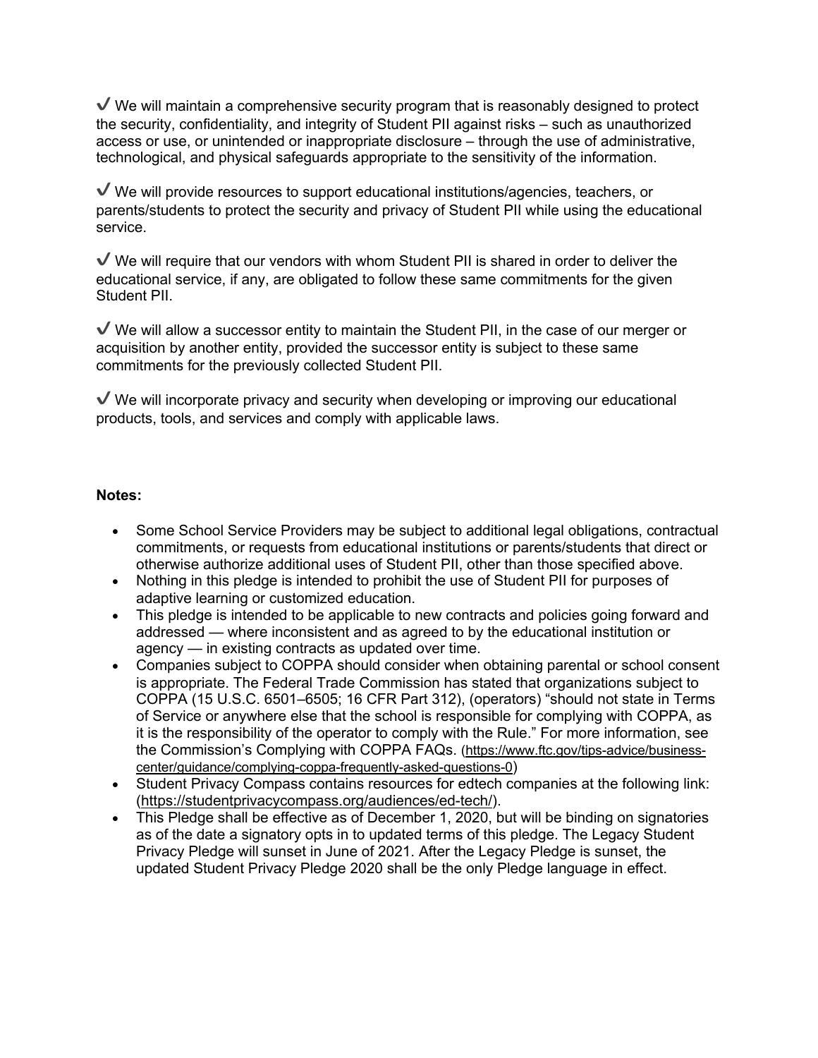✔ We will maintain a comprehensive security program that is reasonably designed to protect the security, confidentiality, and integrity of Student PII against risks – such as unauthorized access or use, or unintended or inappropriate disclosure – through the use of administrative, technological, and physical safeguards appropriate to the sensitivity of the information.

✔ We will provide resources to support educational institutions/agencies, teachers, or parents/students to protect the security and privacy of Student PII while using the educational service.

✔ We will require that our vendors with whom Student PII is shared in order to deliver the educational service, if any, are obligated to follow these same commitments for the given Student PII.

✔ We will allow a successor entity to maintain the Student PII, in the case of our merger or acquisition by another entity, provided the successor entity is subject to these same commitments for the previously collected Student PII.

✔ We will incorporate privacy and security when developing or improving our educational products, tools, and services and comply with applicable laws.

**Notes:**

- Some School Service Providers may be subject to additional legal obligations, contractual commitments, or requests from educational institutions or parents/students that direct or otherwise authorize additional uses of Student PII, other than those specified above.
- Nothing in this pledge is intended to prohibit the use of Student PII for purposes of adaptive learning or customized education.
- This pledge is intended to be applicable to new contracts and policies going forward and addressed — where inconsistent and as agreed to by the educational institution or agency — in existing contracts as updated over time.
- Companies subject to COPPA should consider when obtaining parental or school consent is appropriate. The Federal Trade Commission has stated that organizations subject to COPPA (15 U.S.C. 6501–6505; 16 CFR Part 312), (operators) "should not state in Terms of Service or anywhere else that the school is responsible for complying with COPPA, as it is the responsibility of the operator to comply with the Rule." For more information, see the Commission's Complying with COPPA FAQs. (https://www.ftc.gov/tips-advice/business-center/guidance/complying-coppa-frequently-asked-questions-0)
- Student Privacy Compass contains resources for edtech companies at the following link: (https://studentprivacycompass.org/audiences/ed-tech/).
- This Pledge shall be effective as of December 1, 2020, but will be binding on signatories as of the date a signatory opts in to updated terms of this pledge. The Legacy Student Privacy Pledge will sunset in June of 2021. After the Legacy Pledge is sunset, the updated Student Privacy Pledge 2020 shall be the only Pledge language in effect.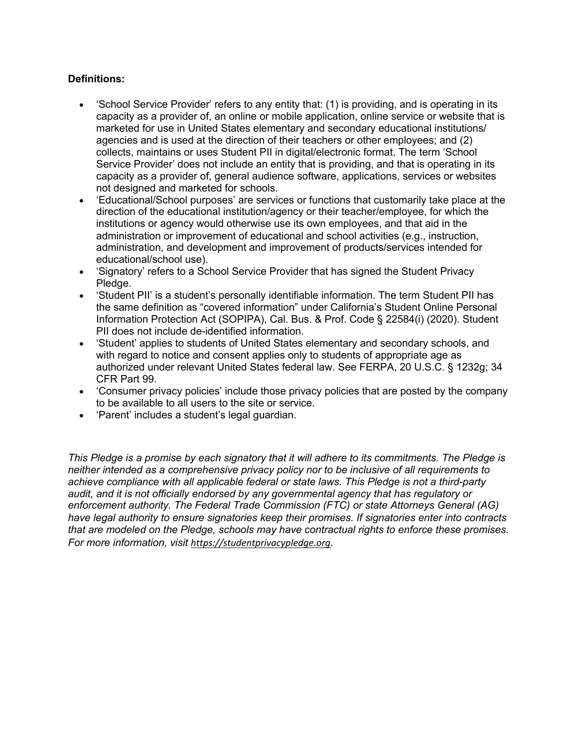**Definitions:**

- 'School Service Provider' refers to any entity that: (1) is providing, and is operating in its capacity as a provider of, an online or mobile application, online service or website that is marketed for use in United States elementary and secondary educational institutions/ agencies and is used at the direction of their teachers or other employees; and (2) collects, maintains or uses Student PII in digital/electronic format. The term 'School Service Provider' does not include an entity that is providing, and that is operating in its capacity as a provider of, general audience software, applications, services or websites not designed and marketed for schools.
- 'Educational/School purposes' are services or functions that customarily take place at the direction of the educational institution/agency or their teacher/employee, for which the institutions or agency would otherwise use its own employees, and that aid in the administration or improvement of educational and school activities (e.g., instruction, administration, and development and improvement of products/services intended for educational/school use).
- 'Signatory' refers to a School Service Provider that has signed the Student Privacy Pledge.
- 'Student PII' is a student's personally identifiable information. The term Student PII has the same definition as "covered information" under California's Student Online Personal Information Protection Act (SOPIPA), Cal. Bus. & Prof. Code § 22584(i) (2020). Student PII does not include de-identified information.
- 'Student' applies to students of United States elementary and secondary schools, and with regard to notice and consent applies only to students of appropriate age as authorized under relevant United States federal law. See FERPA, 20 U.S.C. § 1232g; 34 CFR Part 99.
- 'Consumer privacy policies' include those privacy policies that are posted by the company to be available to all users to the site or service.
- 'Parent' includes a student's legal guardian.

*This Pledge is a promise by each signatory that it will adhere to its commitments. The Pledge is neither intended as a comprehensive privacy policy nor to be inclusive of all requirements to achieve compliance with all applicable federal or state laws. This Pledge is not a third-party audit, and it is not officially endorsed by any governmental agency that has regulatory or enforcement authority. The Federal Trade Commission (FTC) or state Attorneys General (AG) have legal authority to ensure signatories keep their promises. If signatories enter into contracts that are modeled on the Pledge, schools may have contractual rights to enforce these promises. For more information, visit https://studentprivacypledge.org.*